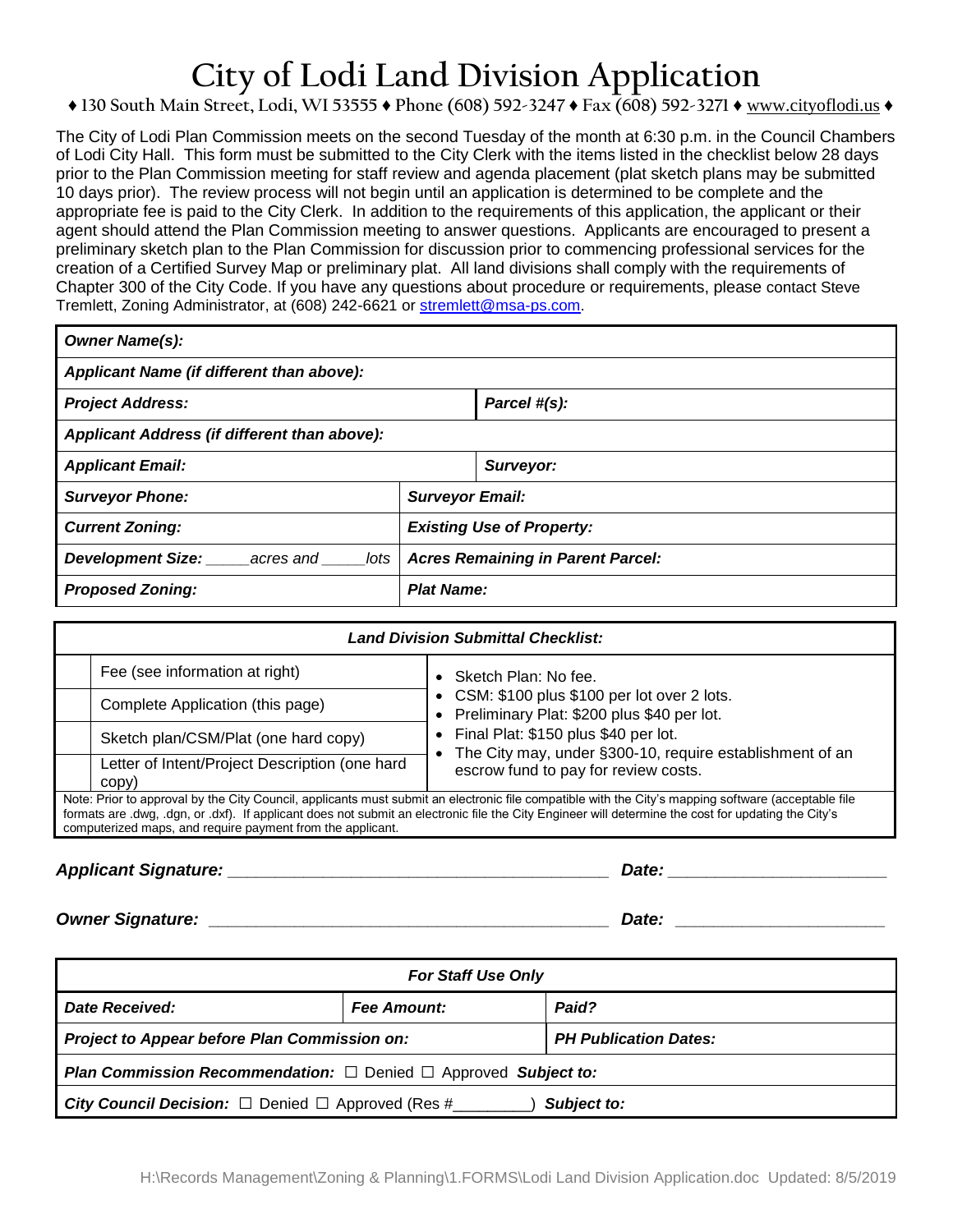# City of Lodi Land Division Application

♦ 130 South Main Street, Lodi, WI 53555 ♦ Phone (608) 592-3247 ♦ Fax (608) 592-3271 ♦ www.cityoflodi.us ♦

The City of Lodi Plan Commission meets on the second Tuesday of the month at 6:30 p.m. in the Council Chambers of Lodi City Hall. This form must be submitted to the City Clerk with the items listed in the checklist below 28 days prior to the Plan Commission meeting for staff review and agenda placement (plat sketch plans may be submitted 10 days prior). The review process will not begin until an application is determined to be complete and the appropriate fee is paid to the City Clerk. In addition to the requirements of this application, the applicant or their agent should attend the Plan Commission meeting to answer questions. Applicants are encouraged to present a preliminary sketch plan to the Plan Commission for discussion prior to commencing professional services for the creation of a Certified Survey Map or preliminary plat. All land divisions shall comply with the requirements of Chapter 300 of the City Code. If you have any questions about procedure or requirements, please contact Steve Tremlett, Zoning Administrator, at (608) 242-6621 or stremlett@msa-ps.com.

| | |
|---|---|
| ***Owner Name(s):*** | |
| ***Applicant Name (if different than above):*** | |
| ***Project Address:*** | ***Parcel #(s):*** |
| ***Applicant Address (if different than above):*** | |
| ***Applicant Email:*** | ***Surveyor:*** |
| ***Surveyor Phone:*** | ***Surveyor Email:*** |
| ***Current Zoning:*** | ***Existing Use of Property:*** |
| ***Development Size:** _____ acres and _____ lots* | ***Acres Remaining in Parent Parcel:*** |
| ***Proposed Zoning:*** | ***Plat Name:*** |

| ***Land Division Submittal Checklist:*** | | |
|---|---|---|
| | Fee (see information at right) | • Sketch Plan: No fee.<br>• CSM: $100 plus $100 per lot over 2 lots.<br>• Preliminary Plat: $200 plus $40 per lot.<br>• Final Plat: $150 plus $40 per lot.<br>• The City may, under §300-10, require establishment of an escrow fund to pay for review costs. |
| | Complete Application (this page) | |
| | Sketch plan/CSM/Plat (one hard copy) | |
| | Letter of Intent/Project Description (one hard copy) | |

Note: Prior to approval by the City Council, applicants must submit an electronic file compatible with the City's mapping software (acceptable file formats are .dwg, .dgn, or .dxf). If applicant does not submit an electronic file the City Engineer will determine the cost for updating the City's computerized maps, and require payment from the applicant.

***Applicant Signature:*** __________________________________________ ***Date:*** ________________________

***Owner Signature:*** ____________________________________________ ***Date:*** ______________________

| ***For Staff Use Only*** | | |
|---|---|---|
| ***Date Received:*** | ***Fee Amount:*** | ***Paid?*** |
| ***Project to Appear before Plan Commission on:*** | | ***PH Publication Dates:*** |
| ***Plan Commission Recommendation:*** ☐ Denied ☐ Approved ***Subject to:*** | | |
| ***City Council Decision:*** ☐ Denied ☐ Approved (Res #________) ***Subject to:*** | | |

H:\Records Management\Zoning & Planning\1.FORMS\Lodi Land Division Application.doc Updated: 8/5/2019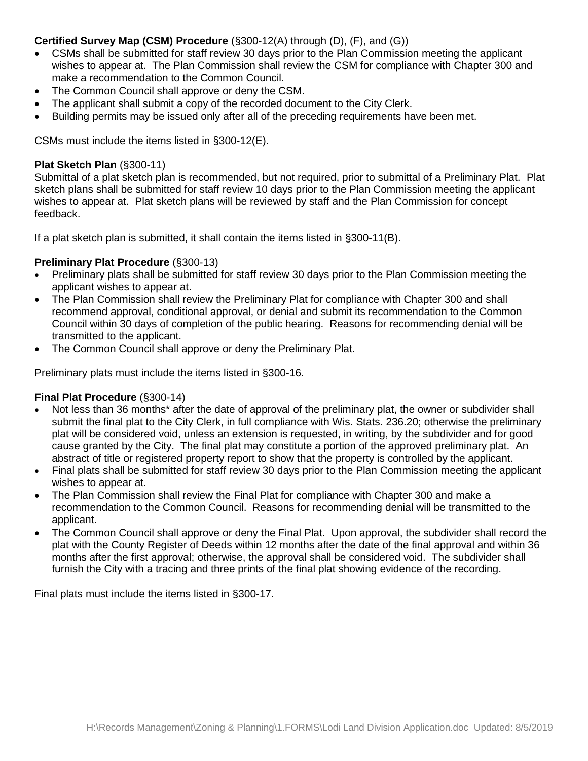**Certified Survey Map (CSM) Procedure** (§300-12(A) through (D), (F), and (G))

- CSMs shall be submitted for staff review 30 days prior to the Plan Commission meeting the applicant wishes to appear at. The Plan Commission shall review the CSM for compliance with Chapter 300 and make a recommendation to the Common Council.
- The Common Council shall approve or deny the CSM.
- The applicant shall submit a copy of the recorded document to the City Clerk.
- Building permits may be issued only after all of the preceding requirements have been met.

CSMs must include the items listed in §300-12(E).

**Plat Sketch Plan** (§300-11)

Submittal of a plat sketch plan is recommended, but not required, prior to submittal of a Preliminary Plat. Plat sketch plans shall be submitted for staff review 10 days prior to the Plan Commission meeting the applicant wishes to appear at. Plat sketch plans will be reviewed by staff and the Plan Commission for concept feedback.

If a plat sketch plan is submitted, it shall contain the items listed in §300-11(B).

**Preliminary Plat Procedure** (§300-13)

- Preliminary plats shall be submitted for staff review 30 days prior to the Plan Commission meeting the applicant wishes to appear at.
- The Plan Commission shall review the Preliminary Plat for compliance with Chapter 300 and shall recommend approval, conditional approval, or denial and submit its recommendation to the Common Council within 30 days of completion of the public hearing. Reasons for recommending denial will be transmitted to the applicant.
- The Common Council shall approve or deny the Preliminary Plat.

Preliminary plats must include the items listed in §300-16.

**Final Plat Procedure** (§300-14)

- Not less than 36 months* after the date of approval of the preliminary plat, the owner or subdivider shall submit the final plat to the City Clerk, in full compliance with Wis. Stats. 236.20; otherwise the preliminary plat will be considered void, unless an extension is requested, in writing, by the subdivider and for good cause granted by the City. The final plat may constitute a portion of the approved preliminary plat. An abstract of title or registered property report to show that the property is controlled by the applicant.
- Final plats shall be submitted for staff review 30 days prior to the Plan Commission meeting the applicant wishes to appear at.
- The Plan Commission shall review the Final Plat for compliance with Chapter 300 and make a recommendation to the Common Council. Reasons for recommending denial will be transmitted to the applicant.
- The Common Council shall approve or deny the Final Plat. Upon approval, the subdivider shall record the plat with the County Register of Deeds within 12 months after the date of the final approval and within 36 months after the first approval; otherwise, the approval shall be considered void. The subdivider shall furnish the City with a tracing and three prints of the final plat showing evidence of the recording.

Final plats must include the items listed in §300-17.